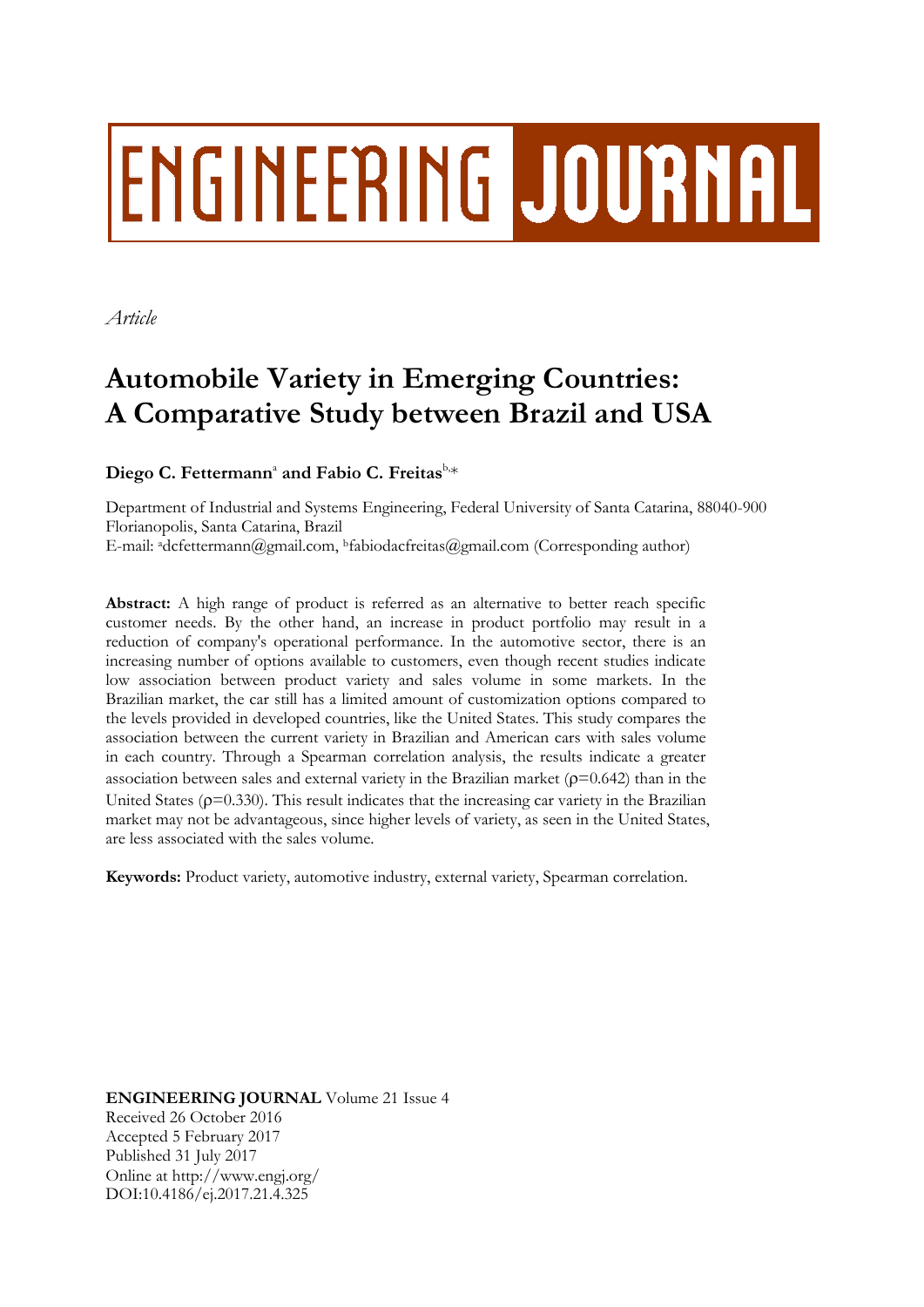# ENGINEERING JOURNAL

*Article*

# Automobile Variety in Emerging Countries: A Comparative Study between Brazil and USA

**Diego C. Fettermann**[a] **and Fabio C. Freitas**[b,*]

Department of Industrial and Systems Engineering, Federal University of Santa Catarina, 88040-900 Florianopolis, Santa Catarina, Brazil
E-mail: [a]dcfettermann@gmail.com, [b]fabiodacfreitas@gmail.com (Corresponding author)

**Abstract:** A high range of product is referred as an alternative to better reach specific customer needs. By the other hand, an increase in product portfolio may result in a reduction of company's operational performance. In the automotive sector, there is an increasing number of options available to customers, even though recent studies indicate low association between product variety and sales volume in some markets. In the Brazilian market, the car still has a limited amount of customization options compared to the levels provided in developed countries, like the United States. This study compares the association between the current variety in Brazilian and American cars with sales volume in each country. Through a Spearman correlation analysis, the results indicate a greater association between sales and external variety in the Brazilian market ($\rho$=0.642) than in the United States ($\rho$=0.330). This result indicates that the increasing car variety in the Brazilian market may not be advantageous, since higher levels of variety, as seen in the United States, are less associated with the sales volume.

**Keywords:** Product variety, automotive industry, external variety, Spearman correlation.

**ENGINEERING JOURNAL** Volume 21 Issue 4
Received 26 October 2016
Accepted 5 February 2017
Published 31 July 2017
Online at http://www.engj.org/
DOI:10.4186/ej.2017.21.4.325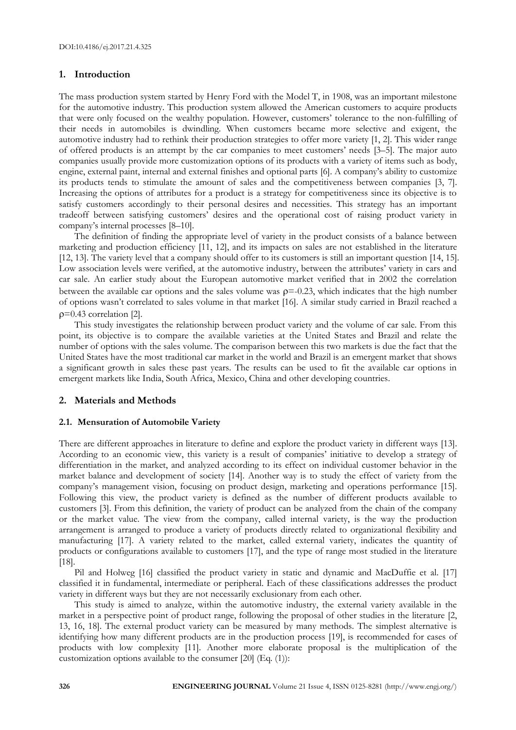## 1. Introduction

The mass production system started by Henry Ford with the Model T, in 1908, was an important milestone for the automotive industry. This production system allowed the American customers to acquire products that were only focused on the wealthy population. However, customers' tolerance to the non-fulfilling of their needs in automobiles is dwindling. When customers became more selective and exigent, the automotive industry had to rethink their production strategies to offer more variety [1, 2]. This wider range of offered products is an attempt by the car companies to meet customers' needs [3–5]. The major auto companies usually provide more customization options of its products with a variety of items such as body, engine, external paint, internal and external finishes and optional parts [6]. A company's ability to customize its products tends to stimulate the amount of sales and the competitiveness between companies [3, 7]. Increasing the options of attributes for a product is a strategy for competitiveness since its objective is to satisfy customers accordingly to their personal desires and necessities. This strategy has an important tradeoff between satisfying customers' desires and the operational cost of raising product variety in company's internal processes [8–10].

The definition of finding the appropriate level of variety in the product consists of a balance between marketing and production efficiency [11, 12], and its impacts on sales are not established in the literature [12, 13]. The variety level that a company should offer to its customers is still an important question [14, 15]. Low association levels were verified, at the automotive industry, between the attributes' variety in cars and car sale. An earlier study about the European automotive market verified that in 2002 the correlation between the available car options and the sales volume was $\rho$=-0.23, which indicates that the high number of options wasn't correlated to sales volume in that market [16]. A similar study carried in Brazil reached a $\rho$=0.43 correlation [2].

This study investigates the relationship between product variety and the volume of car sale. From this point, its objective is to compare the available varieties at the United States and Brazil and relate the number of options with the sales volume. The comparison between this two markets is due the fact that the United States have the most traditional car market in the world and Brazil is an emergent market that shows a significant growth in sales these past years. The results can be used to fit the available car options in emergent markets like India, South Africa, Mexico, China and other developing countries.

## 2. Materials and Methods

### 2.1. Mensuration of Automobile Variety

There are different approaches in literature to define and explore the product variety in different ways [13]. According to an economic view, this variety is a result of companies' initiative to develop a strategy of differentiation in the market, and analyzed according to its effect on individual customer behavior in the market balance and development of society [14]. Another way is to study the effect of variety from the company's management vision, focusing on product design, marketing and operations performance [15]. Following this view, the product variety is defined as the number of different products available to customers [3]. From this definition, the variety of product can be analyzed from the chain of the company or the market value. The view from the company, called internal variety, is the way the production arrangement is arranged to produce a variety of products directly related to organizational flexibility and manufacturing [17]. A variety related to the market, called external variety, indicates the quantity of products or configurations available to customers [17], and the type of range most studied in the literature [18].

Pil and Holweg [16] classified the product variety in static and dynamic and MacDuffie et al. [17] classified it in fundamental, intermediate or peripheral. Each of these classifications addresses the product variety in different ways but they are not necessarily exclusionary from each other.

This study is aimed to analyze, within the automotive industry, the external variety available in the market in a perspective point of product range, following the proposal of other studies in the literature [2, 13, 16, 18]. The external product variety can be measured by many methods. The simplest alternative is identifying how many different products are in the production process [19], is recommended for cases of products with low complexity [11]. Another more elaborate proposal is the multiplication of the customization options available to the consumer [20] (Eq. (1)):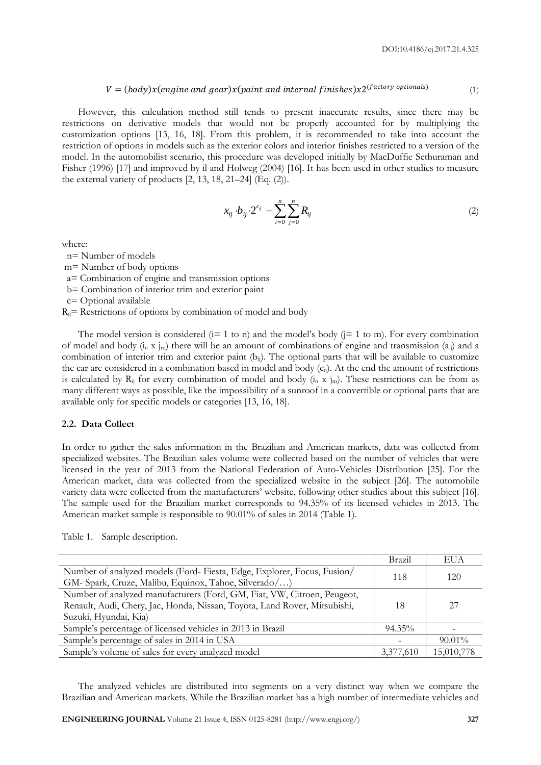$$V = (body)x(engine\ and\ gear)x(paint\ and\ internal\ finishes)x2^{(factory\ optionals)} \tag{1}$$

However, this calculation method still tends to present inaccurate results, since there may be restrictions on derivative models that would not be properly accounted for by multiplying the customization options [13, 16, 18]. From this problem, it is recommended to take into account the restriction of options in models such as the exterior colors and interior finishes restricted to a version of the model. In the automobilist scenario, this procedure was developed initially by MacDuffie Sethuraman and Fisher (1996) [17] and improved by il and Holweg (2004) [16]. It has been used in other studies to measure the external variety of products [2, 13, 18, 21–24] (Eq. (2)).

$$x_{ij} \cdot b_{ij} \cdot 2^{c_{ij}} - \sum_{i=0}^{n} \sum_{j=0}^{n} R_{ij} \tag{2}$$

where:

n= Number of models
m= Number of body options
a= Combination of engine and transmission options
b= Combination of interior trim and exterior paint
c= Optional available
$R_{ij}$= Restrictions of options by combination of model and body

The model version is considered (i= 1 to n) and the model's body (j= 1 to m). For every combination of model and body ($i_n$ x $j_m$) there will be an amount of combinations of engine and transmission ($a_{ij}$) and a combination of interior trim and exterior paint ($b_{ij}$). The optional parts that will be available to customize the car are considered in a combination based in model and body ($c_{ij}$). At the end the amount of restrictions is calculated by $R_{ij}$ for every combination of model and body ($i_n$ x $j_m$). These restrictions can be from as many different ways as possible, like the impossibility of a sunroof in a convertible or optional parts that are available only for specific models or categories [13, 16, 18].

### 2.2. Data Collect

In order to gather the sales information in the Brazilian and American markets, data was collected from specialized websites. The Brazilian sales volume were collected based on the number of vehicles that were licensed in the year of 2013 from the National Federation of Auto-Vehicles Distribution [25]. For the American market, data was collected from the specialized website in the subject [26]. The automobile variety data were collected from the manufacturers' website, following other studies about this subject [16]. The sample used for the Brazilian market corresponds to 94.35% of its licensed vehicles in 2013. The American market sample is responsible to 90.01% of sales in 2014 (Table 1).

Table 1. Sample description.

| | Brazil | EUA |
|---|---|---|
| Number of analyzed models (Ford- Fiesta, Edge, Explorer, Focus, Fusion/ GM- Spark, Cruze, Malibu, Equinox, Tahoe, Silverado/…) | 118 | 120 |
| Number of analyzed manufacturers (Ford, GM, Fiat, VW, Citroen, Peugeot, Renault, Audi, Chery, Jac, Honda, Nissan, Toyota, Land Rover, Mitsubishi, Suzuki, Hyundai, Kia) | 18 | 27 |
| Sample's percentage of licensed vehicles in 2013 in Brazil | 94.35% | - |
| Sample's percentage of sales in 2014 in USA | - | 90.01% |
| Sample's volume of sales for every analyzed model | 3,377,610 | 15,010,778 |

The analyzed vehicles are distributed into segments on a very distinct way when we compare the Brazilian and American markets. While the Brazilian market has a high number of intermediate vehicles and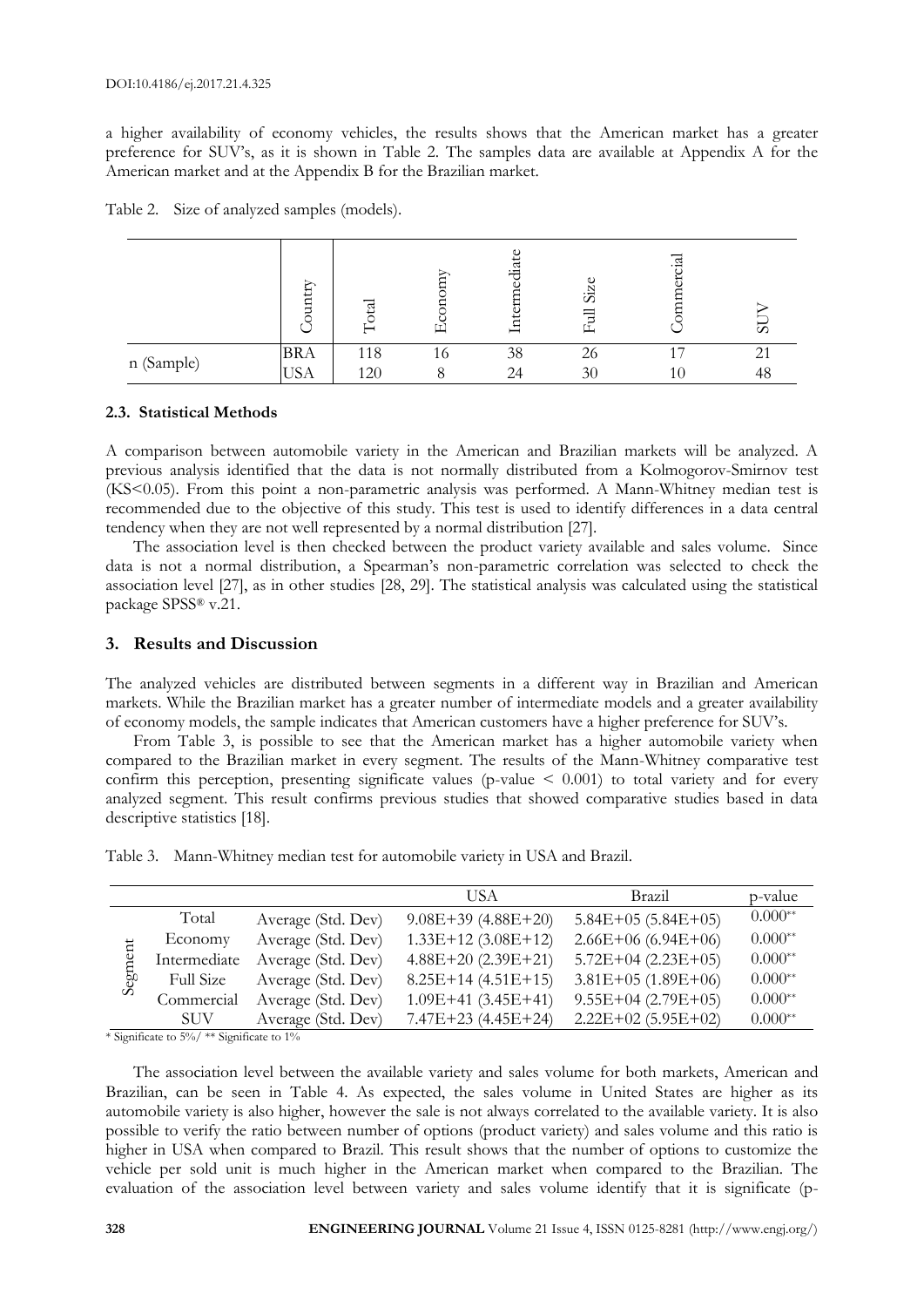a higher availability of economy vehicles, the results shows that the American market has a greater preference for SUV's, as it is shown in Table 2. The samples data are available at Appendix A for the American market and at the Appendix B for the Brazilian market.

Table 2. Size of analyzed samples (models).

| | Country | Total | Economy | Intermediate | Full Size | Commercial | SUV |
|---|---|---|---|---|---|---|---|
| n (Sample) | BRA | 118 | 16 | 38 | 26 | 17 | 21 |
| | USA | 120 | 8 | 24 | 30 | 10 | 48 |

### 2.3. Statistical Methods

A comparison between automobile variety in the American and Brazilian markets will be analyzed. A previous analysis identified that the data is not normally distributed from a Kolmogorov-Smirnov test (KS<0.05). From this point a non-parametric analysis was performed. A Mann-Whitney median test is recommended due to the objective of this study. This test is used to identify differences in a data central tendency when they are not well represented by a normal distribution [27].

The association level is then checked between the product variety available and sales volume. Since data is not a normal distribution, a Spearman's non-parametric correlation was selected to check the association level [27], as in other studies [28, 29]. The statistical analysis was calculated using the statistical package SPSS® v.21.

## 3. Results and Discussion

The analyzed vehicles are distributed between segments in a different way in Brazilian and American markets. While the Brazilian market has a greater number of intermediate models and a greater availability of economy models, the sample indicates that American customers have a higher preference for SUV's.

From Table 3, is possible to see that the American market has a higher automobile variety when compared to the Brazilian market in every segment. The results of the Mann-Whitney comparative test confirm this perception, presenting significate values (p-value < 0.001) to total variety and for every analyzed segment. This result confirms previous studies that showed comparative studies based in data descriptive statistics [18].

Table 3. Mann-Whitney median test for automobile variety in USA and Brazil.

| | | | USA | Brazil | p-value |
|---|---|---|---|---|---|
| Segment | Total | Average (Std. Dev) | 9.08E+39 (4.88E+20) | 5.84E+05 (5.84E+05) | 0.000** |
| | Economy | Average (Std. Dev) | 1.33E+12 (3.08E+12) | 2.66E+06 (6.94E+06) | 0.000** |
| | Intermediate | Average (Std. Dev) | 4.88E+20 (2.39E+21) | 5.72E+04 (2.23E+05) | 0.000** |
| | Full Size | Average (Std. Dev) | 8.25E+14 (4.51E+15) | 3.81E+05 (1.89E+06) | 0.000** |
| | Commercial | Average (Std. Dev) | 1.09E+41 (3.45E+41) | 9.55E+04 (2.79E+05) | 0.000** |
| | SUV | Average (Std. Dev) | 7.47E+23 (4.45E+24) | 2.22E+02 (5.95E+02) | 0.000** |

* Significate to 5%/ ** Significate to 1%

The association level between the available variety and sales volume for both markets, American and Brazilian, can be seen in Table 4. As expected, the sales volume in United States are higher as its automobile variety is also higher, however the sale is not always correlated to the available variety. It is also possible to verify the ratio between number of options (product variety) and sales volume and this ratio is higher in USA when compared to Brazil. This result shows that the number of options to customize the vehicle per sold unit is much higher in the American market when compared to the Brazilian. The evaluation of the association level between variety and sales volume identify that it is significate (p-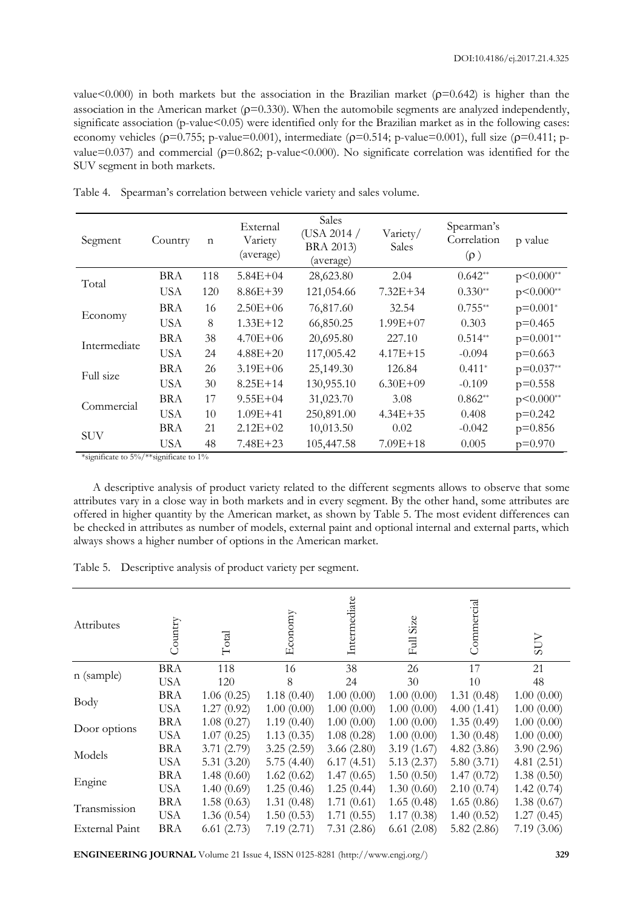value<0.000) in both markets but the association in the Brazilian market (ρ=0.642) is higher than the association in the American market (ρ=0.330). When the automobile segments are analyzed independently, significate association (p-value<0.05) were identified only for the Brazilian market as in the following cases: economy vehicles (ρ=0.755; p-value=0.001), intermediate (ρ=0.514; p-value=0.001), full size (ρ=0.411; p-value=0.037) and commercial (ρ=0.862; p-value<0.000). No significate correlation was identified for the SUV segment in both markets.

Table 4. Spearman's correlation between vehicle variety and sales volume.

| Segment | Country | n | External Variety (average) | Sales (USA 2014 / BRA 2013) (average) | Variety/ Sales | Spearman's Correlation (ρ) | p value |
|---|---|---|---|---|---|---|---|
| Total | BRA | 118 | 5.84E+04 | 28,623.80 | 2.04 | 0.642** | p<0.000** |
| | USA | 120 | 8.86E+39 | 121,054.66 | 7.32E+34 | 0.330** | p<0.000** |
| Economy | BRA | 16 | 2.50E+06 | 76,817.60 | 32.54 | 0.755** | p=0.001* |
| | USA | 8 | 1.33E+12 | 66,850.25 | 1.99E+07 | 0.303 | p=0.465 |
| Intermediate | BRA | 38 | 4.70E+06 | 20,695.80 | 227.10 | 0.514** | p=0.001** |
| | USA | 24 | 4.88E+20 | 117,005.42 | 4.17E+15 | -0.094 | p=0.663 |
| Full size | BRA | 26 | 3.19E+06 | 25,149.30 | 126.84 | 0.411* | p=0.037** |
| | USA | 30 | 8.25E+14 | 130,955.10 | 6.30E+09 | -0.109 | p=0.558 |
| Commercial | BRA | 17 | 9.55E+04 | 31,023.70 | 3.08 | 0.862** | p<0.000** |
| | USA | 10 | 1.09E+41 | 250,891.00 | 4.34E+35 | 0.408 | p=0.242 |
| SUV | BRA | 21 | 2.12E+02 | 10,013.50 | 0.02 | -0.042 | p=0.856 |
| | USA | 48 | 7.48E+23 | 105,447.58 | 7.09E+18 | 0.005 | p=0.970 |

*significate to 5%/**significate to 1%

A descriptive analysis of product variety related to the different segments allows to observe that some attributes vary in a close way in both markets and in every segment. By the other hand, some attributes are offered in higher quantity by the American market, as shown by Table 5. The most evident differences can be checked in attributes as number of models, external paint and optional internal and external parts, which always shows a higher number of options in the American market.

Table 5. Descriptive analysis of product variety per segment.

| Attributes | Country | Total | Economy | Intermediate | Full Size | Commercial | SUV |
|---|---|---|---|---|---|---|---|
| n (sample) | BRA | 118 | 16 | 38 | 26 | 17 | 21 |
| | USA | 120 | 8 | 24 | 30 | 10 | 48 |
| Body | BRA | 1.06 (0.25) | 1.18 (0.40) | 1.00 (0.00) | 1.00 (0.00) | 1.31 (0.48) | 1.00 (0.00) |
| | USA | 1.27 (0.92) | 1.00 (0.00) | 1.00 (0.00) | 1.00 (0.00) | 4.00 (1.41) | 1.00 (0.00) |
| Door options | BRA | 1.08 (0.27) | 1.19 (0.40) | 1.00 (0.00) | 1.00 (0.00) | 1.35 (0.49) | 1.00 (0.00) |
| | USA | 1.07 (0.25) | 1.13 (0.35) | 1.08 (0.28) | 1.00 (0.00) | 1.30 (0.48) | 1.00 (0.00) |
| Models | BRA | 3.71 (2.79) | 3.25 (2.59) | 3.66 (2.80) | 3.19 (1.67) | 4.82 (3.86) | 3.90 (2.96) |
| | USA | 5.31 (3.20) | 5.75 (4.40) | 6.17 (4.51) | 5.13 (2.37) | 5.80 (3.71) | 4.81 (2.51) |
| Engine | BRA | 1.48 (0.60) | 1.62 (0.62) | 1.47 (0.65) | 1.50 (0.50) | 1.47 (0.72) | 1.38 (0.50) |
| | USA | 1.40 (0.69) | 1.25 (0.46) | 1.25 (0.44) | 1.30 (0.60) | 2.10 (0.74) | 1.42 (0.74) |
| Transmission | BRA | 1.58 (0.63) | 1.31 (0.48) | 1.71 (0.61) | 1.65 (0.48) | 1.65 (0.86) | 1.38 (0.67) |
| | USA | 1.36 (0.54) | 1.50 (0.53) | 1.71 (0.55) | 1.17 (0.38) | 1.40 (0.52) | 1.27 (0.45) |
| External Paint | BRA | 6.61 (2.73) | 7.19 (2.71) | 7.31 (2.86) | 6.61 (2.08) | 5.82 (2.86) | 7.19 (3.06) |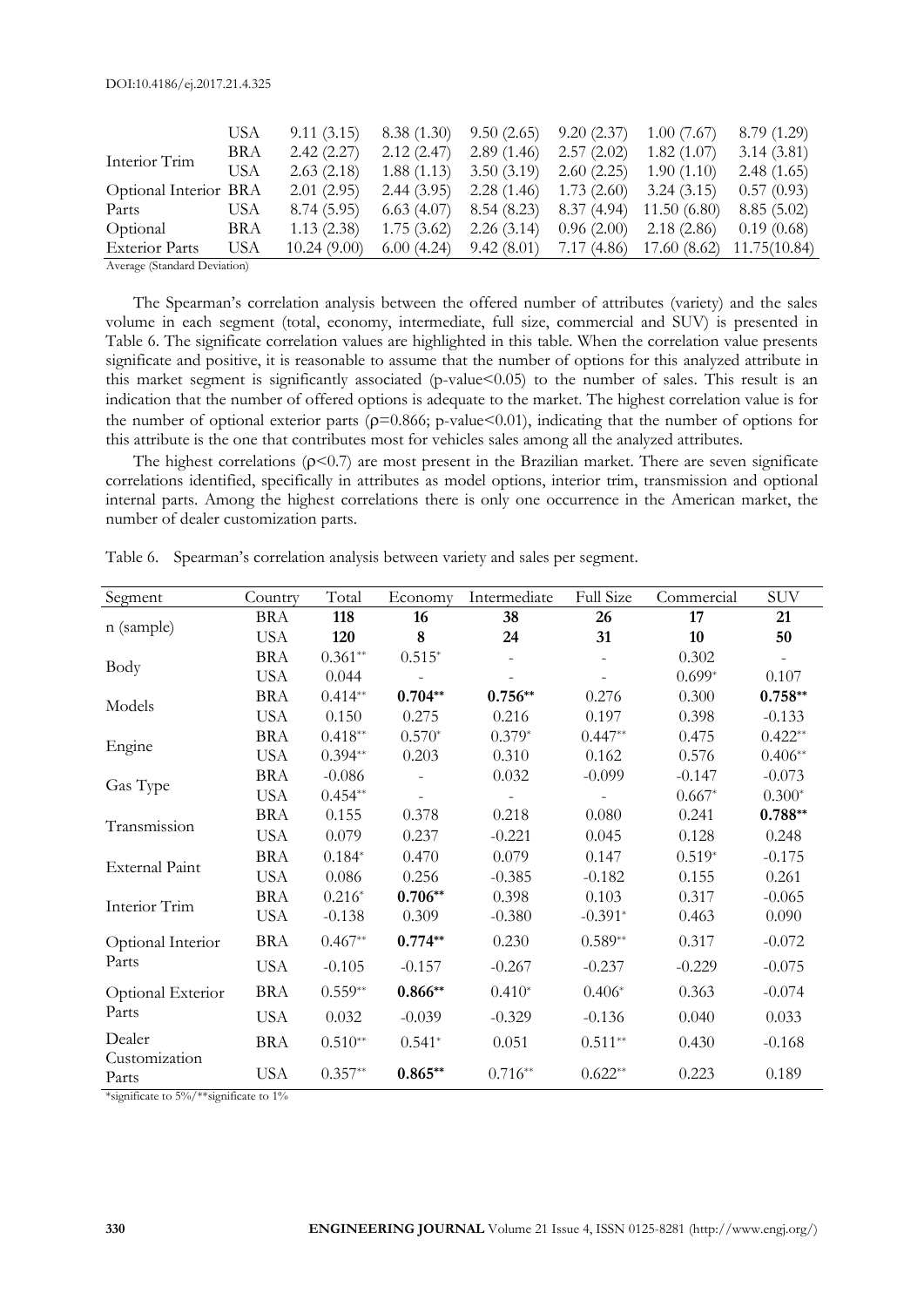| | | | | | | | |
|---|---|---|---|---|---|---|---|
| | USA | 9.11 (3.15) | 8.38 (1.30) | 9.50 (2.65) | 9.20 (2.37) | 1.00 (7.67) | 8.79 (1.29) |
| Interior Trim | BRA | 2.42 (2.27) | 2.12 (2.47) | 2.89 (1.46) | 2.57 (2.02) | 1.82 (1.07) | 3.14 (3.81) |
| | USA | 2.63 (2.18) | 1.88 (1.13) | 3.50 (3.19) | 2.60 (2.25) | 1.90 (1.10) | 2.48 (1.65) |
| Optional Interior Parts | BRA | 2.01 (2.95) | 2.44 (3.95) | 2.28 (1.46) | 1.73 (2.60) | 3.24 (3.15) | 0.57 (0.93) |
| | USA | 8.74 (5.95) | 6.63 (4.07) | 8.54 (8.23) | 8.37 (4.94) | 11.50 (6.80) | 8.85 (5.02) |
| Optional Exterior Parts | BRA | 1.13 (2.38) | 1.75 (3.62) | 2.26 (3.14) | 0.96 (2.00) | 2.18 (2.86) | 0.19 (0.68) |
| | USA | 10.24 (9.00) | 6.00 (4.24) | 9.42 (8.01) | 7.17 (4.86) | 17.60 (8.62) | 11.75(10.84) |

Average (Standard Deviation)

The Spearman's correlation analysis between the offered number of attributes (variety) and the sales volume in each segment (total, economy, intermediate, full size, commercial and SUV) is presented in Table 6. The significate correlation values are highlighted in this table. When the correlation value presents significate and positive, it is reasonable to assume that the number of options for this analyzed attribute in this market segment is significantly associated (p-value<0.05) to the number of sales. This result is an indication that the number of offered options is adequate to the market. The highest correlation value is for the number of optional exterior parts ($\rho$=0.866; p-value<0.01), indicating that the number of options for this attribute is the one that contributes most for vehicles sales among all the analyzed attributes.

The highest correlations ($\rho$<0.7) are most present in the Brazilian market. There are seven significate correlations identified, specifically in attributes as model options, interior trim, transmission and optional internal parts. Among the highest correlations there is only one occurrence in the American market, the number of dealer customization parts.

Table 6. Spearman's correlation analysis between variety and sales per segment.

| Segment | Country | Total | Economy | Intermediate | Full Size | Commercial | SUV |
|---|---|---|---|---|---|---|---|
| n (sample) | BRA | **118** | **16** | **38** | **26** | **17** | **21** |
| | USA | **120** | **8** | **24** | **31** | **10** | **50** |
| Body | BRA | 0.361** | 0.515* | - | - | 0.302 | - |
| | USA | 0.044 | - | - | - | 0.699* | 0.107 |
| Models | BRA | 0.414** | **0.704**** | **0.756**** | 0.276 | 0.300 | **0.758**** |
| | USA | 0.150 | 0.275 | 0.216 | 0.197 | 0.398 | -0.133 |
| Engine | BRA | 0.418** | 0.570* | 0.379* | 0.447** | 0.475 | 0.422** |
| | USA | 0.394** | 0.203 | 0.310 | 0.162 | 0.576 | 0.406** |
| Gas Type | BRA | -0.086 | - | 0.032 | -0.099 | -0.147 | -0.073 |
| | USA | 0.454** | - | - | - | 0.667* | 0.300* |
| Transmission | BRA | 0.155 | 0.378 | 0.218 | 0.080 | 0.241 | **0.788**** |
| | USA | 0.079 | 0.237 | -0.221 | 0.045 | 0.128 | 0.248 |
| External Paint | BRA | 0.184* | 0.470 | 0.079 | 0.147 | 0.519* | -0.175 |
| | USA | 0.086 | 0.256 | -0.385 | -0.182 | 0.155 | 0.261 |
| Interior Trim | BRA | 0.216* | **0.706**** | 0.398 | 0.103 | 0.317 | -0.065 |
| | USA | -0.138 | 0.309 | -0.380 | -0.391* | 0.463 | 0.090 |
| Optional Interior Parts | BRA | 0.467** | **0.774**** | 0.230 | 0.589** | 0.317 | -0.072 |
| | USA | -0.105 | -0.157 | -0.267 | -0.237 | -0.229 | -0.075 |
| Optional Exterior Parts | BRA | 0.559** | **0.866**** | 0.410* | 0.406* | 0.363 | -0.074 |
| | USA | 0.032 | -0.039 | -0.329 | -0.136 | 0.040 | 0.033 |
| Dealer Customization Parts | BRA | 0.510** | 0.541* | 0.051 | 0.511** | 0.430 | -0.168 |
| | USA | 0.357** | **0.865**** | 0.716** | 0.622** | 0.223 | 0.189 |

*significate to 5%/**significate to 1%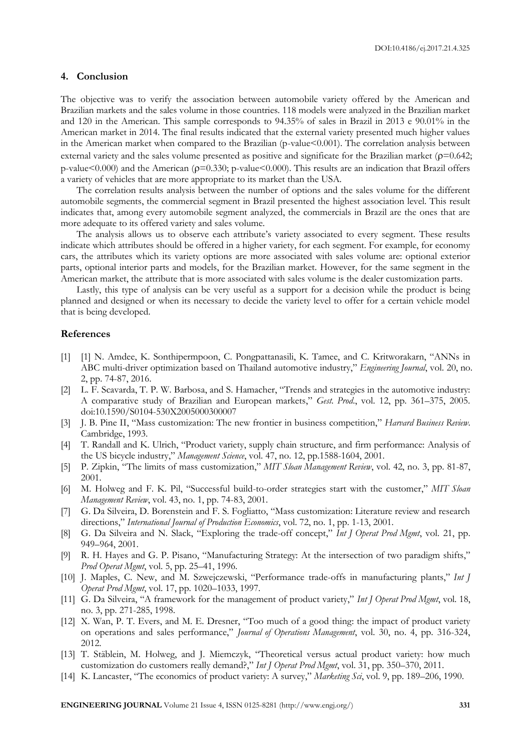## 4. Conclusion

The objective was to verify the association between automobile variety offered by the American and Brazilian markets and the sales volume in those countries. 118 models were analyzed in the Brazilian market and 120 in the American. This sample corresponds to 94.35% of sales in Brazil in 2013 e 90.01% in the American market in 2014. The final results indicated that the external variety presented much higher values in the American market when compared to the Brazilian (p-value<0.001). The correlation analysis between external variety and the sales volume presented as positive and significate for the Brazilian market ($\rho$=0.642; p-value<0.000) and the American ($\rho$=0.330; p-value<0.000). This results are an indication that Brazil offers a variety of vehicles that are more appropriate to its market than the USA.

The correlation results analysis between the number of options and the sales volume for the different automobile segments, the commercial segment in Brazil presented the highest association level. This result indicates that, among every automobile segment analyzed, the commercials in Brazil are the ones that are more adequate to its offered variety and sales volume.

The analysis allows us to observe each attribute's variety associated to every segment. These results indicate which attributes should be offered in a higher variety, for each segment. For example, for economy cars, the attributes which its variety options are more associated with sales volume are: optional exterior parts, optional interior parts and models, for the Brazilian market. However, for the same segment in the American market, the attribute that is more associated with sales volume is the dealer customization parts.

Lastly, this type of analysis can be very useful as a support for a decision while the product is being planned and designed or when its necessary to decide the variety level to offer for a certain vehicle model that is being developed.

## References

[1] [1] N. Amdee, K. Sonthipermpoon, C. Pongpattanasili, K. Tamee, and C. Kritworakarn, "ANNs in ABC multi-driver optimization based on Thailand automotive industry," *Engineering Journal*, vol. 20, no. 2, pp. 74-87, 2016.

[2] L. F. Scavarda, T. P. W. Barbosa, and S. Hamacher, "Trends and strategies in the automotive industry: A comparative study of Brazilian and European markets," *Gest. Prod*., vol. 12, pp. 361–375, 2005. doi:10.1590/S0104-530X2005000300007

[3] J. B. Pine II, "Mass customization: The new frontier in business competition," *Harvard Business Review*. Cambridge, 1993.

[4] T. Randall and K. Ulrich, "Product variety, supply chain structure, and firm performance: Analysis of the US bicycle industry," *Management Science*, vol. 47, no. 12, pp.1588-1604, 2001.

[5] P. Zipkin, "The limits of mass customization," *MIT Sloan Management Review*, vol. 42, no. 3, pp. 81-87, 2001.

[6] M. Holweg and F. K. Pil, "Successful build-to-order strategies start with the customer," *MIT Sloan Management Review*, vol. 43, no. 1, pp. 74-83, 2001.

[7] G. Da Silveira, D. Borenstein and F. S. Fogliatto, "Mass customization: Literature review and research directions," *International Journal of Production Economics*, vol. 72, no. 1, pp. 1-13, 2001.

[8] G. Da Silveira and N. Slack, "Exploring the trade-off concept," *Int J Operat Prod Mgmt*, vol. 21, pp. 949–964, 2001.

[9] R. H. Hayes and G. P. Pisano, "Manufacturing Strategy: At the intersection of two paradigm shifts," *Prod Operat Mgmt*, vol. 5, pp. 25–41, 1996.

[10] J. Maples, C. New, and M. Szwejczewski, "Performance trade-offs in manufacturing plants," *Int J Operat Prod Mgmt*, vol. 17, pp. 1020–1033, 1997.

[11] G. Da Silveira, "A framework for the management of product variety," *Int J Operat Prod Mgmt*, vol. 18, no. 3, pp. 271-285, 1998.

[12] X. Wan, P. T. Evers, and M. E. Dresner, "Too much of a good thing: the impact of product variety on operations and sales performance," *Journal of Operations Management*, vol. 30, no. 4, pp. 316-324, 2012.

[13] T. Stäblein, M. Holweg, and J. Miemczyk, "Theoretical versus actual product variety: how much customization do customers really demand?," *Int J Operat Prod Mgmt*, vol. 31, pp. 350–370, 2011.

[14] K. Lancaster, "The economics of product variety: A survey," *Marketing Sci*, vol. 9, pp. 189–206, 1990.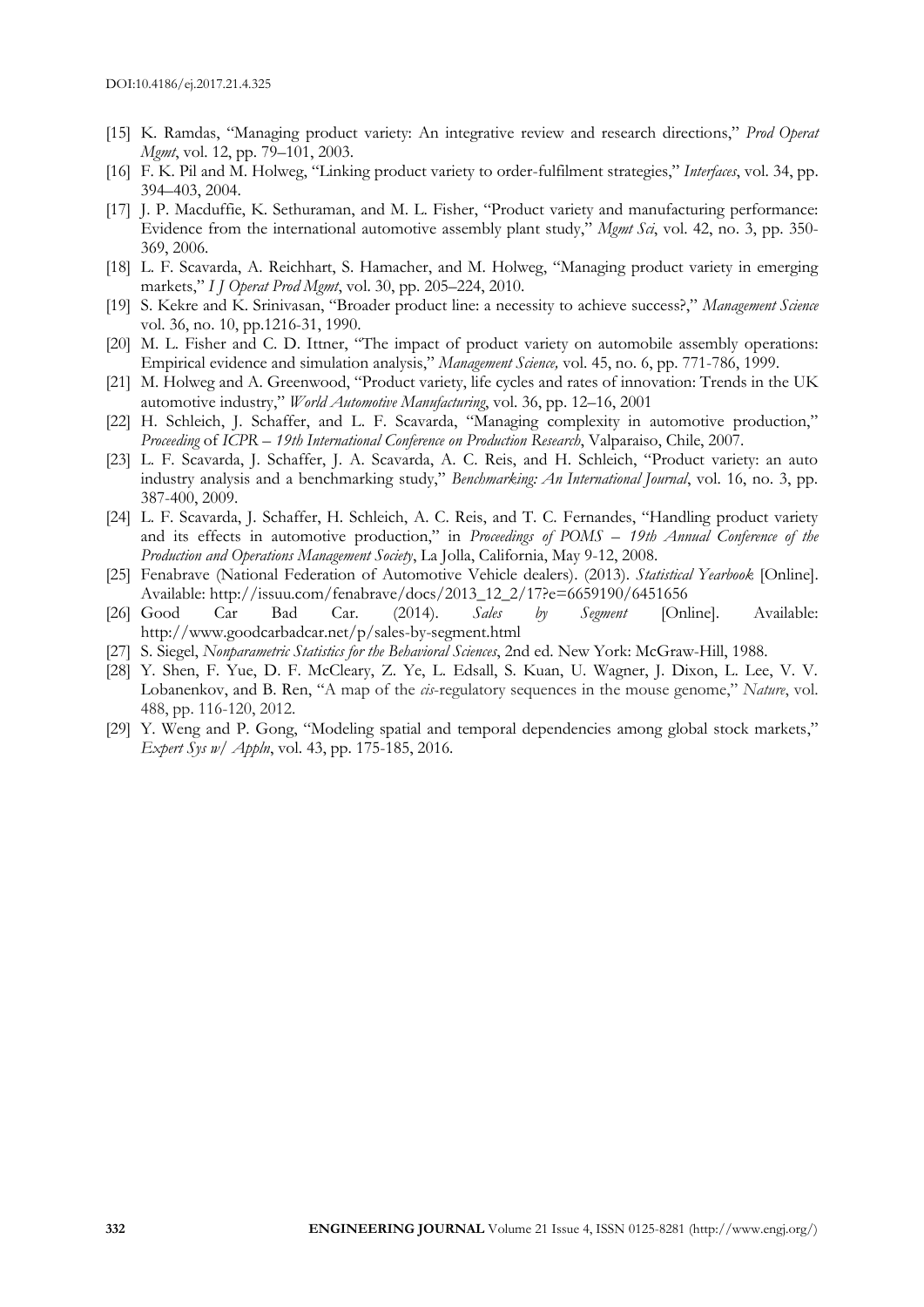[15] K. Ramdas, "Managing product variety: An integrative review and research directions," *Prod Operat Mgmt*, vol. 12, pp. 79–101, 2003.

[16] F. K. Pil and M. Holweg, "Linking product variety to order-fulfilment strategies," *Interfaces*, vol. 34, pp. 394–403, 2004.

[17] J. P. Macduffie, K. Sethuraman, and M. L. Fisher, "Product variety and manufacturing performance: Evidence from the international automotive assembly plant study," *Mgmt Sci*, vol. 42, no. 3, pp. 350-369, 2006.

[18] L. F. Scavarda, A. Reichhart, S. Hamacher, and M. Holweg, "Managing product variety in emerging markets," *I J Operat Prod Mgmt*, vol. 30, pp. 205–224, 2010.

[19] S. Kekre and K. Srinivasan, "Broader product line: a necessity to achieve success?," *Management Science* vol. 36, no. 10, pp.1216-31, 1990.

[20] M. L. Fisher and C. D. Ittner, "The impact of product variety on automobile assembly operations: Empirical evidence and simulation analysis," *Management Science,* vol. 45, no. 6, pp. 771-786, 1999.

[21] M. Holweg and A. Greenwood, "Product variety, life cycles and rates of innovation: Trends in the UK automotive industry," *World Automotive Manufacturing*, vol. 36, pp. 12–16, 2001

[22] H. Schleich, J. Schaffer, and L. F. Scavarda, "Managing complexity in automotive production," *Proceeding* of *ICPR – 19th International Conference on Production Research*, Valparaiso, Chile, 2007.

[23] L. F. Scavarda, J. Schaffer, J. A. Scavarda, A. C. Reis, and H. Schleich, "Product variety: an auto industry analysis and a benchmarking study," *Benchmarking: An International Journal*, vol. 16, no. 3, pp. 387-400, 2009.

[24] L. F. Scavarda, J. Schaffer, H. Schleich, A. C. Reis, and T. C. Fernandes, "Handling product variety and its effects in automotive production," in *Proceedings of POMS – 19th Annual Conference of the Production and Operations Management Society*, La Jolla, California, May 9-12, 2008.

[25] Fenabrave (National Federation of Automotive Vehicle dealers). (2013). *Statistical Yearbook* [Online]. Available: http://issuu.com/fenabrave/docs/2013_12_2/17?e=6659190/6451656

[26] Good Car Bad Car. (2014). *Sales by Segment* [Online]. Available: http://www.goodcarbadcar.net/p/sales-by-segment.html

[27] S. Siegel, *Nonparametric Statistics for the Behavioral Sciences*, 2nd ed. New York: McGraw-Hill, 1988.

[28] Y. Shen, F. Yue, D. F. McCleary, Z. Ye, L. Edsall, S. Kuan, U. Wagner, J. Dixon, L. Lee, V. V. Lobanenkov, and B. Ren, "A map of the *cis*-regulatory sequences in the mouse genome," *Nature*, vol. 488, pp. 116-120, 2012.

[29] Y. Weng and P. Gong, "Modeling spatial and temporal dependencies among global stock markets," *Expert Sys w/ Appln*, vol. 43, pp. 175-185, 2016.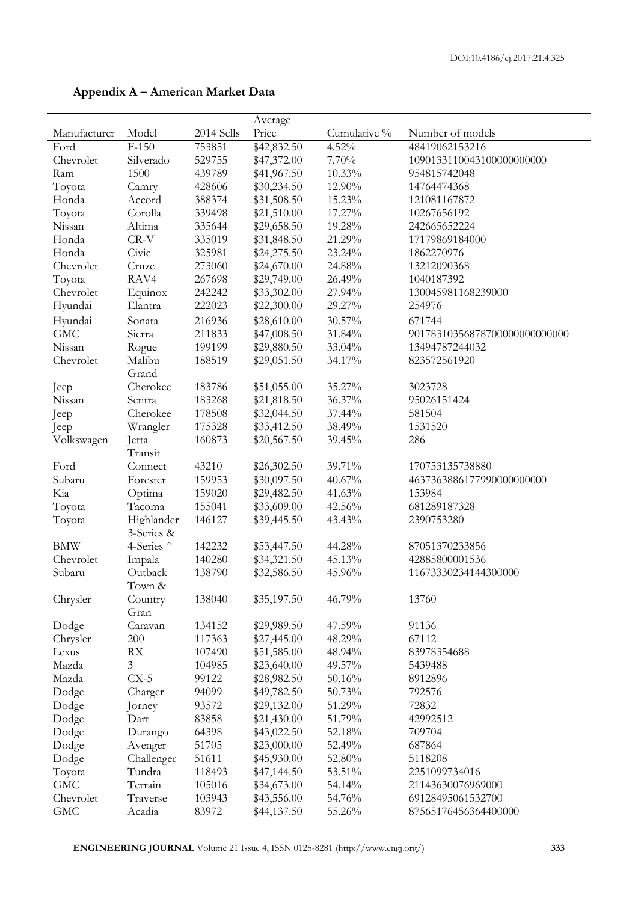## Appendix A – American Market Data

| Manufacturer | Model | 2014 Sells | Average Price | Cumulative % | Number of models |
|---|---|---|---|---|---|
| Ford | F-150 | 753851 | $42,832.50 | 4.52% | 48419062153216 |
| Chevrolet | Silverado | 529755 | $47,372.00 | 7.70% | 1090133110043100000000000 |
| Ram | 1500 | 439789 | $41,967.50 | 10.33% | 954815742048 |
| Toyota | Camry | 428606 | $30,234.50 | 12.90% | 14764474368 |
| Honda | Accord | 388374 | $31,508.50 | 15.23% | 121081167872 |
| Toyota | Corolla | 339498 | $21,510.00 | 17.27% | 10267656192 |
| Nissan | Altima | 335644 | $29,658.50 | 19.28% | 242665652224 |
| Honda | CR-V | 335019 | $31,848.50 | 21.29% | 17179869184000 |
| Honda | Civic | 325981 | $24,275.50 | 23.24% | 1862270976 |
| Chevrolet | Cruze | 273060 | $24,670.00 | 24.88% | 13212090368 |
| Toyota | RAV4 | 267698 | $29,749.00 | 26.49% | 1040187392 |
| Chevrolet | Equinox | 242242 | $33,302.00 | 27.94% | 130045981168239000 |
| Hyundai | Elantra | 222023 | $22,300.00 | 29.27% | 254976 |
| Hyundai | Sonata | 216936 | $28,610.00 | 30.57% | 671744 |
| GMC | Sierra | 211833 | $47,008.50 | 31.84% | 9017831035687870000000000000 |
| Nissan | Rogue | 199199 | $29,880.50 | 33.04% | 13494787244032 |
| Chevrolet | Malibu | 188519 | $29,051.50 | 34.17% | 823572561920 |
| Jeep | Grand Cherokee | 183786 | $51,055.00 | 35.27% | 3023728 |
| Nissan | Sentra | 183268 | $21,818.50 | 36.37% | 95026151424 |
| Jeep | Cherokee | 178508 | $32,044.50 | 37.44% | 581504 |
| Jeep | Wrangler | 175328 | $33,412.50 | 38.49% | 1531520 |
| Volkswagen | Jetta | 160873 | $20,567.50 | 39.45% | 286 |
| Ford | Transit Connect | 43210 | $26,302.50 | 39.71% | 170753135738880 |
| Subaru | Forester | 159953 | $30,097.50 | 40.67% | 463736388617799000000000 |
| Kia | Optima | 159020 | $29,482.50 | 41.63% | 153984 |
| Toyota | Tacoma | 155041 | $33,609.00 | 42.56% | 681289187328 |
| Toyota | Highlander | 146127 | $39,445.50 | 43.43% | 2390753280 |
| BMW | 3-Series & 4-Series ^ | 142232 | $53,447.50 | 44.28% | 87051370233856 |
| Chevrolet | Impala | 140280 | $34,321.50 | 45.13% | 42885800001536 |
| Subaru | Outback | 138790 | $32,586.50 | 45.96% | 116733302341443000000 |
| Chrysler | Town & Country | 138040 | $35,197.50 | 46.79% | 13760 |
| Dodge | Gran Caravan | 134152 | $29,989.50 | 47.59% | 91136 |
| Chrysler | 200 | 117363 | $27,445.00 | 48.29% | 67112 |
| Lexus | RX | 107490 | $51,585.00 | 48.94% | 83978354688 |
| Mazda | 3 | 104985 | $23,640.00 | 49.57% | 5439488 |
| Mazda | CX-5 | 99122 | $28,982.50 | 50.16% | 8912896 |
| Dodge | Charger | 94099 | $49,782.50 | 50.73% | 792576 |
| Dodge | Jorney | 93572 | $29,132.00 | 51.29% | 72832 |
| Dodge | Dart | 83858 | $21,430.00 | 51.79% | 42992512 |
| Dodge | Durango | 64398 | $43,022.50 | 52.18% | 709704 |
| Dodge | Avenger | 51705 | $23,000.00 | 52.49% | 687864 |
| Dodge | Challenger | 51611 | $45,930.00 | 52.80% | 5118208 |
| Toyota | Tundra | 118493 | $47,144.50 | 53.51% | 2251099734016 |
| GMC | Terrain | 105016 | $34,673.00 | 54.14% | 21143630076969000 |
| Chevrolet | Traverse | 103943 | $43,556.00 | 54.76% | 69128495061532700 |
| GMC | Acadia | 83972 | $44,137.50 | 55.26% | 875651764563644000000 |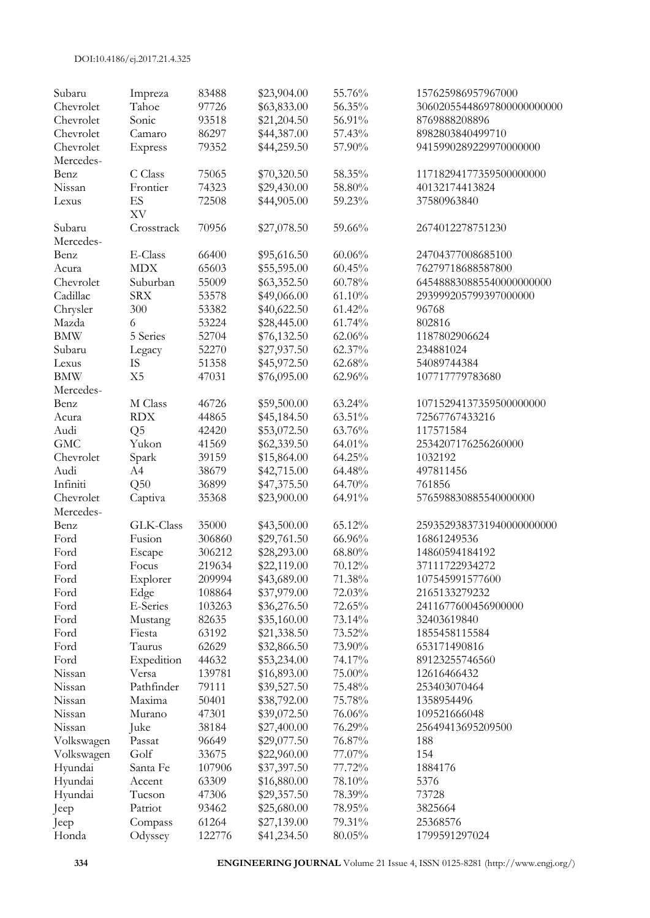| | | | | | |
|---|---|---|---|---|---|
| Subaru | Impreza | 83488 | $23,904.00 | 55.76% | 157625986957967000 |
| Chevrolet | Tahoe | 97726 | $63,833.00 | 56.35% | 306020554486978000000000 |
| Chevrolet | Sonic | 93518 | $21,204.50 | 56.91% | 8769888208896 |
| Chevrolet | Camaro | 86297 | $44,387.00 | 57.43% | 8982803840499710 |
| Chevrolet | Express | 79352 | $44,259.50 | 57.90% | 9415990289229970000000 |
| Mercedes-Benz | C Class | 75065 | $70,320.50 | 58.35% | 1171829417735950000000 |
| Nissan | Frontier | 74323 | $29,430.00 | 58.80% | 40132174413824 |
| Lexus | ES | 72508 | $44,905.00 | 59.23% | 37580963840 |
| Subaru | XV Crosstrack | 70956 | $27,078.50 | 59.66% | 2674012278751230 |
| Mercedes-Benz | E-Class | 66400 | $95,616.50 | 60.06% | 24704377008685100 |
| Acura | MDX | 65603 | $55,595.00 | 60.45% | 76279718688587800 |
| Chevrolet | Suburban | 55009 | $63,352.50 | 60.78% | 645488830885540000000000 |
| Cadillac | SRX | 53578 | $49,066.00 | 61.10% | 293999205799397000000 |
| Chrysler | 300 | 53382 | $40,622.50 | 61.42% | 96768 |
| Mazda | 6 | 53224 | $28,445.00 | 61.74% | 802816 |
| BMW | 5 Series | 52704 | $76,132.50 | 62.06% | 1187802906624 |
| Subaru | Legacy | 52270 | $27,937.50 | 62.37% | 234881024 |
| Lexus | IS | 51358 | $45,972.50 | 62.68% | 54089744384 |
| BMW | X5 | 47031 | $76,095.00 | 62.96% | 107717779783680 |
| Mercedes-Benz | M Class | 46726 | $59,500.00 | 63.24% | 1071529413735950000000 |
| Acura | RDX | 44865 | $45,184.50 | 63.51% | 72567767433216 |
| Audi | Q5 | 42420 | $53,072.50 | 63.76% | 117571584 |
| GMC | Yukon | 41569 | $62,339.50 | 64.01% | 2534207176256260000 |
| Chevrolet | Spark | 39159 | $15,864.00 | 64.25% | 1032192 |
| Audi | A4 | 38679 | $42,715.00 | 64.48% | 497811456 |
| Infiniti | Q50 | 36899 | $47,375.50 | 64.70% | 761856 |
| Chevrolet | Captiva | 35368 | $23,900.00 | 64.91% | 576598830885540000000 |
| Mercedes-Benz | GLK-Class | 35000 | $43,500.00 | 65.12% | 259352938373194000000000 0 |
| Ford | Fusion | 306860 | $29,761.50 | 66.96% | 16861249536 |
| Ford | Escape | 306212 | $28,293.00 | 68.80% | 14860594184192 |
| Ford | Focus | 219634 | $22,119.00 | 70.12% | 37111722934272 |
| Ford | Explorer | 209994 | $43,689.00 | 71.38% | 107545991577600 |
| Ford | Edge | 108864 | $37,979.00 | 72.03% | 2165133279232 |
| Ford | E-Series | 103263 | $36,276.50 | 72.65% | 2411677600456900000 |
| Ford | Mustang | 82635 | $35,160.00 | 73.14% | 32403619840 |
| Ford | Fiesta | 63192 | $21,338.50 | 73.52% | 1855458115584 |
| Ford | Taurus | 62629 | $32,866.50 | 73.90% | 653171490816 |
| Ford | Expedition | 44632 | $53,234.00 | 74.17% | 89123255746560 |
| Nissan | Versa | 139781 | $16,893.00 | 75.00% | 12616466432 |
| Nissan | Pathfinder | 79111 | $39,527.50 | 75.48% | 253403070464 |
| Nissan | Maxima | 50401 | $38,792.00 | 75.78% | 1358954496 |
| Nissan | Murano | 47301 | $39,072.50 | 76.06% | 109521666048 |
| Nissan | Juke | 38184 | $27,400.00 | 76.29% | 25649413695209500 |
| Volkswagen | Passat | 96649 | $29,077.50 | 76.87% | 188 |
| Volkswagen | Golf | 33675 | $22,960.00 | 77.07% | 154 |
| Hyundai | Santa Fe | 107906 | $37,397.50 | 77.72% | 1884176 |
| Hyundai | Accent | 63309 | $16,880.00 | 78.10% | 5376 |
| Hyundai | Tucson | 47306 | $29,357.50 | 78.39% | 73728 |
| Jeep | Patriot | 93462 | $25,680.00 | 78.95% | 3825664 |
| Jeep | Compass | 61264 | $27,139.00 | 79.31% | 25368576 |
| Honda | Odyssey | 122776 | $41,234.50 | 80.05% | 1799591297024 |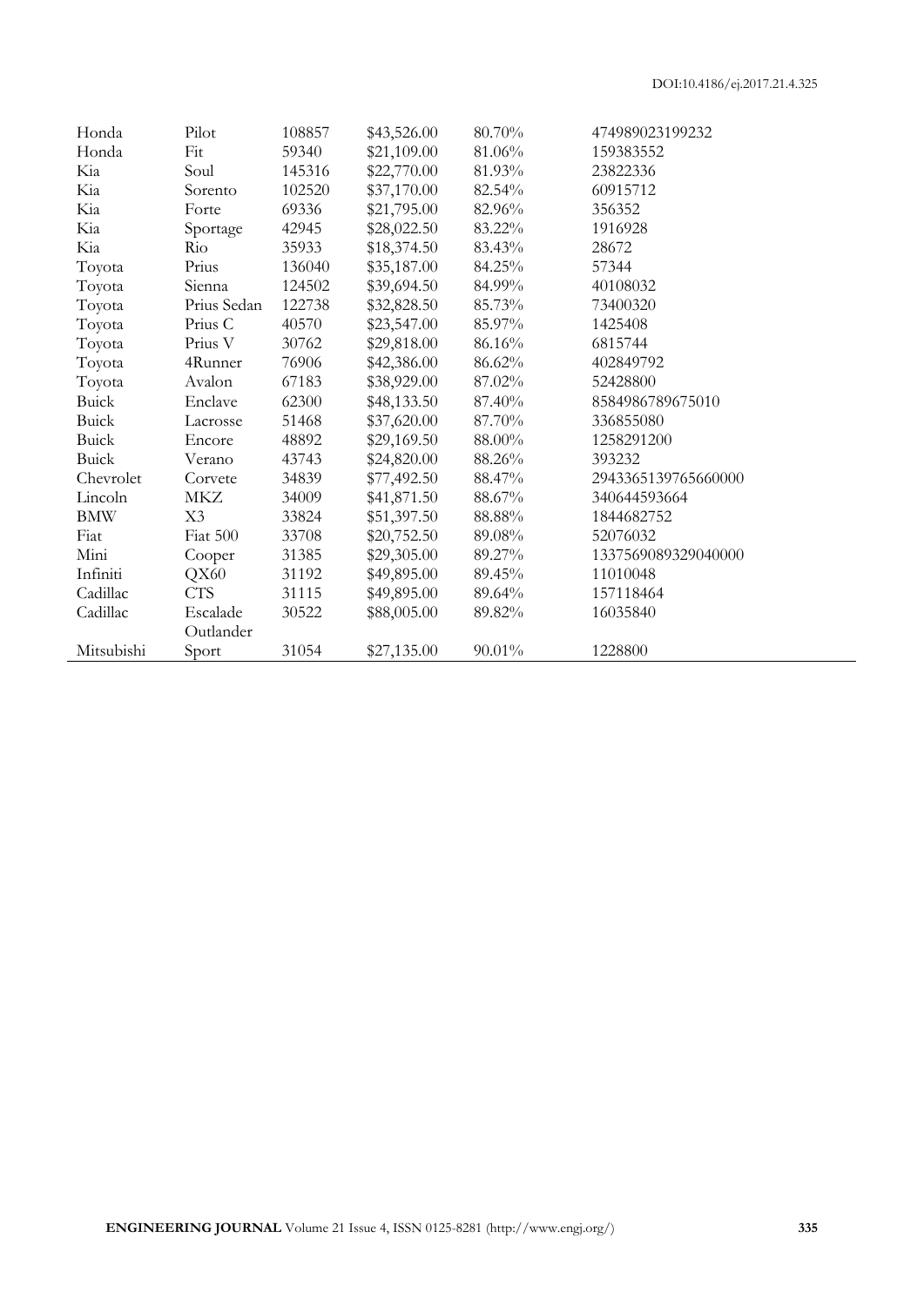| | | | | | |
|---|---|---|---|---|---|
| Honda | Pilot | 108857 | $43,526.00 | 80.70% | 474989023199232 |
| Honda | Fit | 59340 | $21,109.00 | 81.06% | 159383552 |
| Kia | Soul | 145316 | $22,770.00 | 81.93% | 23822336 |
| Kia | Sorento | 102520 | $37,170.00 | 82.54% | 60915712 |
| Kia | Forte | 69336 | $21,795.00 | 82.96% | 356352 |
| Kia | Sportage | 42945 | $28,022.50 | 83.22% | 1916928 |
| Kia | Rio | 35933 | $18,374.50 | 83.43% | 28672 |
| Toyota | Prius | 136040 | $35,187.00 | 84.25% | 57344 |
| Toyota | Sienna | 124502 | $39,694.50 | 84.99% | 40108032 |
| Toyota | Prius Sedan | 122738 | $32,828.50 | 85.73% | 73400320 |
| Toyota | Prius C | 40570 | $23,547.00 | 85.97% | 1425408 |
| Toyota | Prius V | 30762 | $29,818.00 | 86.16% | 6815744 |
| Toyota | 4Runner | 76906 | $42,386.00 | 86.62% | 402849792 |
| Toyota | Avalon | 67183 | $38,929.00 | 87.02% | 52428800 |
| Buick | Enclave | 62300 | $48,133.50 | 87.40% | 8584986789675010 |
| Buick | Lacrosse | 51468 | $37,620.00 | 87.70% | 336855080 |
| Buick | Encore | 48892 | $29,169.50 | 88.00% | 1258291200 |
| Buick | Verano | 43743 | $24,820.00 | 88.26% | 393232 |
| Chevrolet | Corvete | 34839 | $77,492.50 | 88.47% | 2943365139765660000 |
| Lincoln | MKZ | 34009 | $41,871.50 | 88.67% | 340644593664 |
| BMW | X3 | 33824 | $51,397.50 | 88.88% | 1844682752 |
| Fiat | Fiat 500 | 33708 | $20,752.50 | 89.08% | 52076032 |
| Mini | Cooper | 31385 | $29,305.00 | 89.27% | 1337569089329040000 |
| Infiniti | QX60 | 31192 | $49,895.00 | 89.45% | 11010048 |
| Cadillac | CTS | 31115 | $49,895.00 | 89.64% | 157118464 |
| Cadillac | Escalade | 30522 | $88,005.00 | 89.82% | 16035840 |
| Mitsubishi | Outlander Sport | 31054 | $27,135.00 | 90.01% | 1228800 |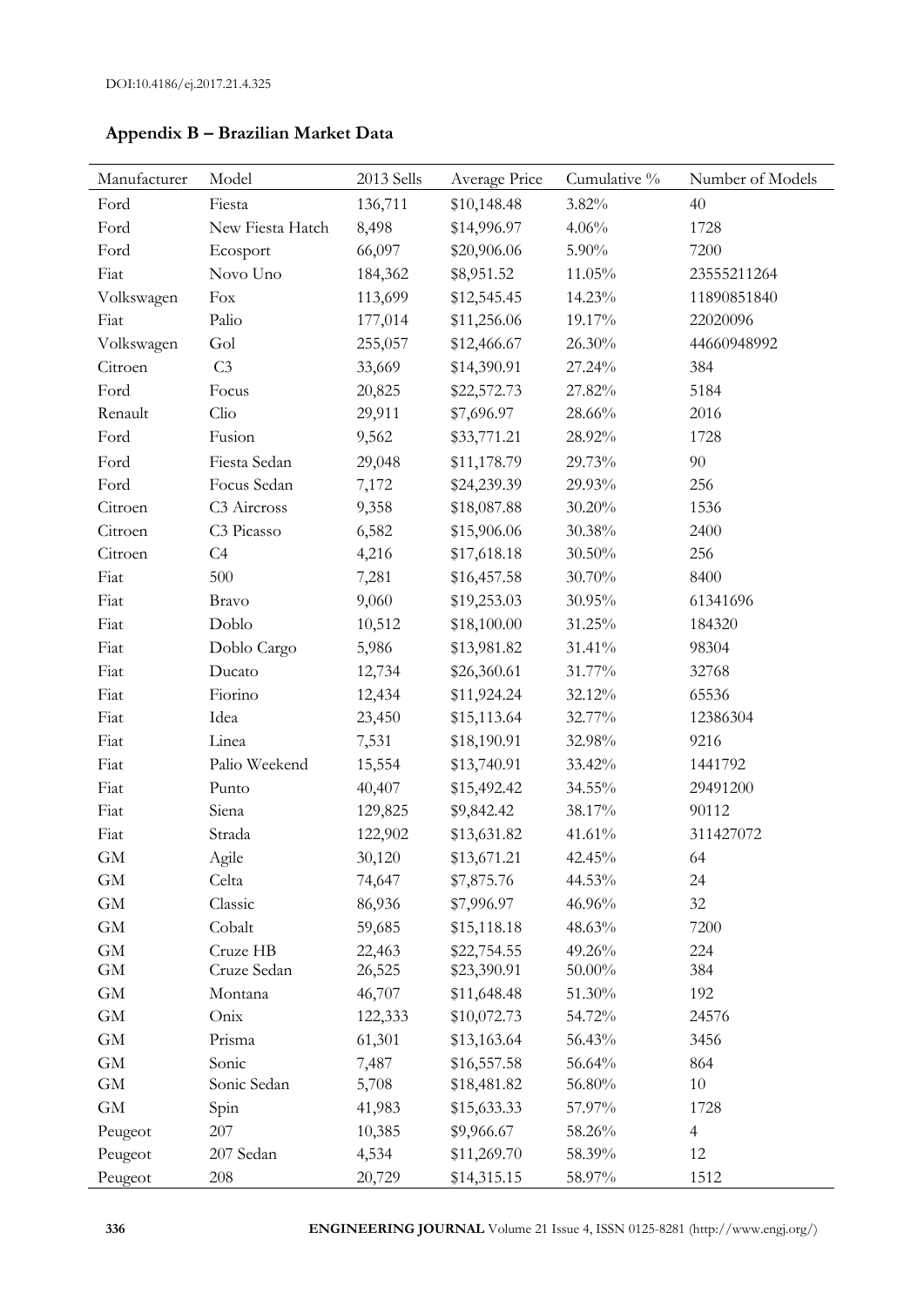## Appendix B – Brazilian Market Data

| Manufacturer | Model | 2013 Sells | Average Price | Cumulative % | Number of Models |
|---|---|---|---|---|---|
| Ford | Fiesta | 136,711 | $10,148.48 | 3.82% | 40 |
| Ford | New Fiesta Hatch | 8,498 | $14,996.97 | 4.06% | 1728 |
| Ford | Ecosport | 66,097 | $20,906.06 | 5.90% | 7200 |
| Fiat | Novo Uno | 184,362 | $8,951.52 | 11.05% | 23555211264 |
| Volkswagen | Fox | 113,699 | $12,545.45 | 14.23% | 11890851840 |
| Fiat | Palio | 177,014 | $11,256.06 | 19.17% | 22020096 |
| Volkswagen | Gol | 255,057 | $12,466.67 | 26.30% | 44660948992 |
| Citroen | C3 | 33,669 | $14,390.91 | 27.24% | 384 |
| Ford | Focus | 20,825 | $22,572.73 | 27.82% | 5184 |
| Renault | Clio | 29,911 | $7,696.97 | 28.66% | 2016 |
| Ford | Fusion | 9,562 | $33,771.21 | 28.92% | 1728 |
| Ford | Fiesta Sedan | 29,048 | $11,178.79 | 29.73% | 90 |
| Ford | Focus Sedan | 7,172 | $24,239.39 | 29.93% | 256 |
| Citroen | C3 Aircross | 9,358 | $18,087.88 | 30.20% | 1536 |
| Citroen | C3 Picasso | 6,582 | $15,906.06 | 30.38% | 2400 |
| Citroen | C4 | 4,216 | $17,618.18 | 30.50% | 256 |
| Fiat | 500 | 7,281 | $16,457.58 | 30.70% | 8400 |
| Fiat | Bravo | 9,060 | $19,253.03 | 30.95% | 61341696 |
| Fiat | Doblo | 10,512 | $18,100.00 | 31.25% | 184320 |
| Fiat | Doblo Cargo | 5,986 | $13,981.82 | 31.41% | 98304 |
| Fiat | Ducato | 12,734 | $26,360.61 | 31.77% | 32768 |
| Fiat | Fiorino | 12,434 | $11,924.24 | 32.12% | 65536 |
| Fiat | Idea | 23,450 | $15,113.64 | 32.77% | 12386304 |
| Fiat | Linea | 7,531 | $18,190.91 | 32.98% | 9216 |
| Fiat | Palio Weekend | 15,554 | $13,740.91 | 33.42% | 1441792 |
| Fiat | Punto | 40,407 | $15,492.42 | 34.55% | 29491200 |
| Fiat | Siena | 129,825 | $9,842.42 | 38.17% | 90112 |
| Fiat | Strada | 122,902 | $13,631.82 | 41.61% | 311427072 |
| GM | Agile | 30,120 | $13,671.21 | 42.45% | 64 |
| GM | Celta | 74,647 | $7,875.76 | 44.53% | 24 |
| GM | Classic | 86,936 | $7,996.97 | 46.96% | 32 |
| GM | Cobalt | 59,685 | $15,118.18 | 48.63% | 7200 |
| GM | Cruze HB | 22,463 | $22,754.55 | 49.26% | 224 |
| GM | Cruze Sedan | 26,525 | $23,390.91 | 50.00% | 384 |
| GM | Montana | 46,707 | $11,648.48 | 51.30% | 192 |
| GM | Onix | 122,333 | $10,072.73 | 54.72% | 24576 |
| GM | Prisma | 61,301 | $13,163.64 | 56.43% | 3456 |
| GM | Sonic | 7,487 | $16,557.58 | 56.64% | 864 |
| GM | Sonic Sedan | 5,708 | $18,481.82 | 56.80% | 10 |
| GM | Spin | 41,983 | $15,633.33 | 57.97% | 1728 |
| Peugeot | 207 | 10,385 | $9,966.67 | 58.26% | 4 |
| Peugeot | 207 Sedan | 4,534 | $11,269.70 | 58.39% | 12 |
| Peugeot | 208 | 20,729 | $14,315.15 | 58.97% | 1512 |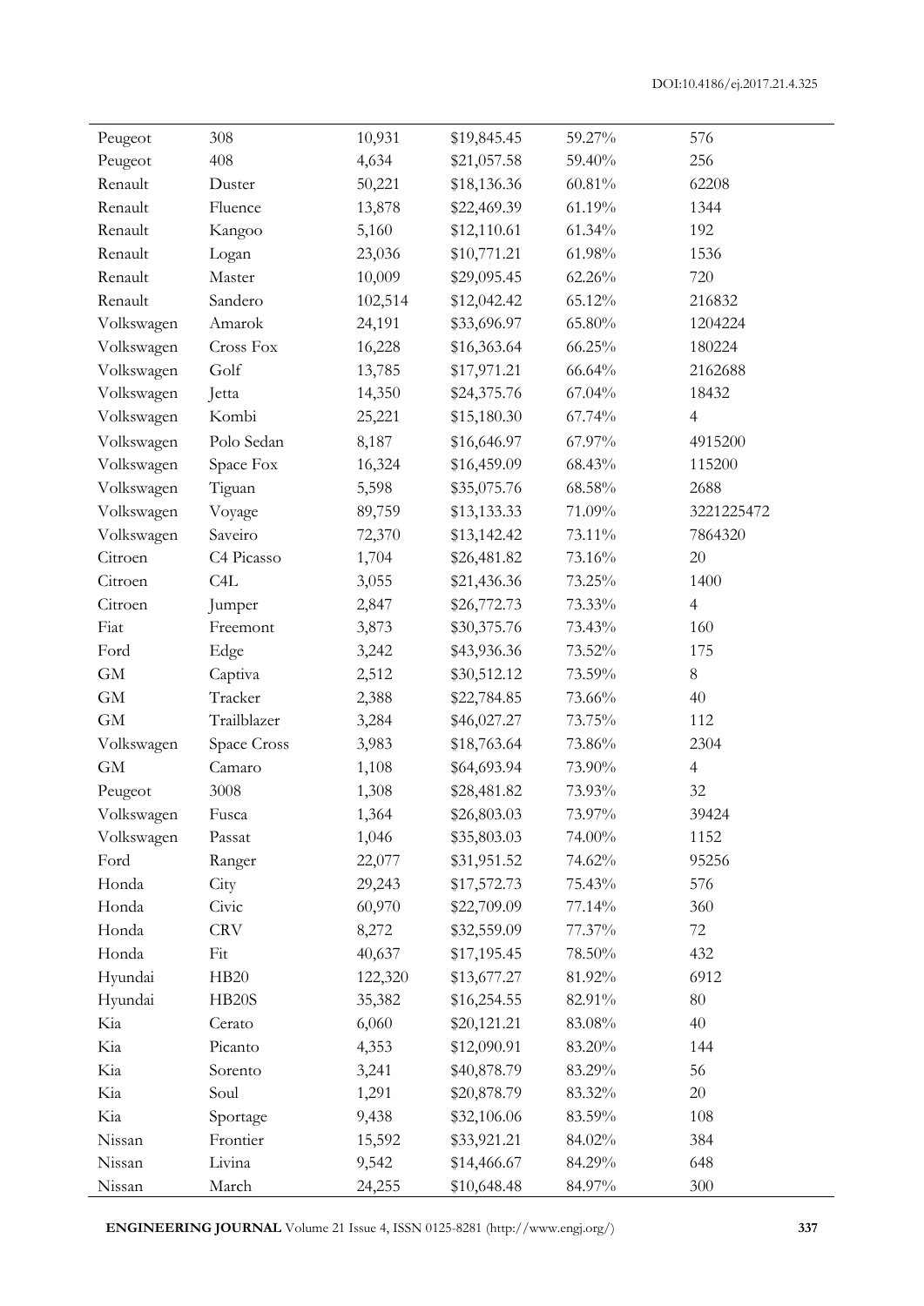| | | | | | |
|---|---|---|---|---|---|
| Peugeot | 308 | 10,931 | $19,845.45 | 59.27% | 576 |
| Peugeot | 408 | 4,634 | $21,057.58 | 59.40% | 256 |
| Renault | Duster | 50,221 | $18,136.36 | 60.81% | 62208 |
| Renault | Fluence | 13,878 | $22,469.39 | 61.19% | 1344 |
| Renault | Kangoo | 5,160 | $12,110.61 | 61.34% | 192 |
| Renault | Logan | 23,036 | $10,771.21 | 61.98% | 1536 |
| Renault | Master | 10,009 | $29,095.45 | 62.26% | 720 |
| Renault | Sandero | 102,514 | $12,042.42 | 65.12% | 216832 |
| Volkswagen | Amarok | 24,191 | $33,696.97 | 65.80% | 1204224 |
| Volkswagen | Cross Fox | 16,228 | $16,363.64 | 66.25% | 180224 |
| Volkswagen | Golf | 13,785 | $17,971.21 | 66.64% | 2162688 |
| Volkswagen | Jetta | 14,350 | $24,375.76 | 67.04% | 18432 |
| Volkswagen | Kombi | 25,221 | $15,180.30 | 67.74% | 4 |
| Volkswagen | Polo Sedan | 8,187 | $16,646.97 | 67.97% | 4915200 |
| Volkswagen | Space Fox | 16,324 | $16,459.09 | 68.43% | 115200 |
| Volkswagen | Tiguan | 5,598 | $35,075.76 | 68.58% | 2688 |
| Volkswagen | Voyage | 89,759 | $13,133.33 | 71.09% | 3221225472 |
| Volkswagen | Saveiro | 72,370 | $13,142.42 | 73.11% | 7864320 |
| Citroen | C4 Picasso | 1,704 | $26,481.82 | 73.16% | 20 |
| Citroen | C4L | 3,055 | $21,436.36 | 73.25% | 1400 |
| Citroen | Jumper | 2,847 | $26,772.73 | 73.33% | 4 |
| Fiat | Freemont | 3,873 | $30,375.76 | 73.43% | 160 |
| Ford | Edge | 3,242 | $43,936.36 | 73.52% | 175 |
| GM | Captiva | 2,512 | $30,512.12 | 73.59% | 8 |
| GM | Tracker | 2,388 | $22,784.85 | 73.66% | 40 |
| GM | Trailblazer | 3,284 | $46,027.27 | 73.75% | 112 |
| Volkswagen | Space Cross | 3,983 | $18,763.64 | 73.86% | 2304 |
| GM | Camaro | 1,108 | $64,693.94 | 73.90% | 4 |
| Peugeot | 3008 | 1,308 | $28,481.82 | 73.93% | 32 |
| Volkswagen | Fusca | 1,364 | $26,803.03 | 73.97% | 39424 |
| Volkswagen | Passat | 1,046 | $35,803.03 | 74.00% | 1152 |
| Ford | Ranger | 22,077 | $31,951.52 | 74.62% | 95256 |
| Honda | City | 29,243 | $17,572.73 | 75.43% | 576 |
| Honda | Civic | 60,970 | $22,709.09 | 77.14% | 360 |
| Honda | CRV | 8,272 | $32,559.09 | 77.37% | 72 |
| Honda | Fit | 40,637 | $17,195.45 | 78.50% | 432 |
| Hyundai | HB20 | 122,320 | $13,677.27 | 81.92% | 6912 |
| Hyundai | HB20S | 35,382 | $16,254.55 | 82.91% | 80 |
| Kia | Cerato | 6,060 | $20,121.21 | 83.08% | 40 |
| Kia | Picanto | 4,353 | $12,090.91 | 83.20% | 144 |
| Kia | Sorento | 3,241 | $40,878.79 | 83.29% | 56 |
| Kia | Soul | 1,291 | $20,878.79 | 83.32% | 20 |
| Kia | Sportage | 9,438 | $32,106.06 | 83.59% | 108 |
| Nissan | Frontier | 15,592 | $33,921.21 | 84.02% | 384 |
| Nissan | Livina | 9,542 | $14,466.67 | 84.29% | 648 |
| Nissan | March | 24,255 | $10,648.48 | 84.97% | 300 |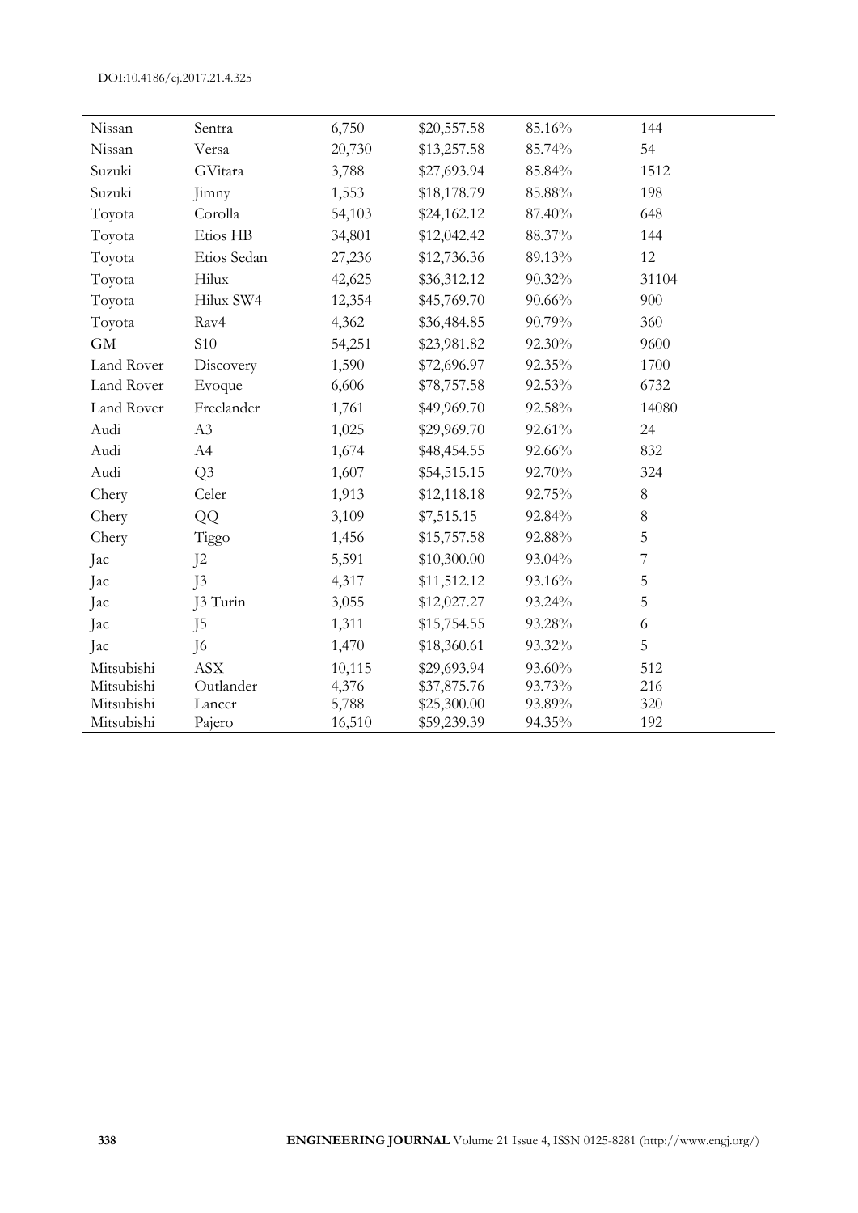| | | | | | |
|---|---|---|---|---|---|
| Nissan | Sentra | 6,750 | $20,557.58 | 85.16% | 144 |
| Nissan | Versa | 20,730 | $13,257.58 | 85.74% | 54 |
| Suzuki | GVitara | 3,788 | $27,693.94 | 85.84% | 1512 |
| Suzuki | Jimny | 1,553 | $18,178.79 | 85.88% | 198 |
| Toyota | Corolla | 54,103 | $24,162.12 | 87.40% | 648 |
| Toyota | Etios HB | 34,801 | $12,042.42 | 88.37% | 144 |
| Toyota | Etios Sedan | 27,236 | $12,736.36 | 89.13% | 12 |
| Toyota | Hilux | 42,625 | $36,312.12 | 90.32% | 31104 |
| Toyota | Hilux SW4 | 12,354 | $45,769.70 | 90.66% | 900 |
| Toyota | Rav4 | 4,362 | $36,484.85 | 90.79% | 360 |
| GM | S10 | 54,251 | $23,981.82 | 92.30% | 9600 |
| Land Rover | Discovery | 1,590 | $72,696.97 | 92.35% | 1700 |
| Land Rover | Evoque | 6,606 | $78,757.58 | 92.53% | 6732 |
| Land Rover | Freelander | 1,761 | $49,969.70 | 92.58% | 14080 |
| Audi | A3 | 1,025 | $29,969.70 | 92.61% | 24 |
| Audi | A4 | 1,674 | $48,454.55 | 92.66% | 832 |
| Audi | Q3 | 1,607 | $54,515.15 | 92.70% | 324 |
| Chery | Celer | 1,913 | $12,118.18 | 92.75% | 8 |
| Chery | QQ | 3,109 | $7,515.15 | 92.84% | 8 |
| Chery | Tiggo | 1,456 | $15,757.58 | 92.88% | 5 |
| Jac | J2 | 5,591 | $10,300.00 | 93.04% | 7 |
| Jac | J3 | 4,317 | $11,512.12 | 93.16% | 5 |
| Jac | J3 Turin | 3,055 | $12,027.27 | 93.24% | 5 |
| Jac | J5 | 1,311 | $15,754.55 | 93.28% | 6 |
| Jac | J6 | 1,470 | $18,360.61 | 93.32% | 5 |
| Mitsubishi | ASX | 10,115 | $29,693.94 | 93.60% | 512 |
| Mitsubishi | Outlander | 4,376 | $37,875.76 | 93.73% | 216 |
| Mitsubishi | Lancer | 5,788 | $25,300.00 | 93.89% | 320 |
| Mitsubishi | Pajero | 16,510 | $59,239.39 | 94.35% | 192 |